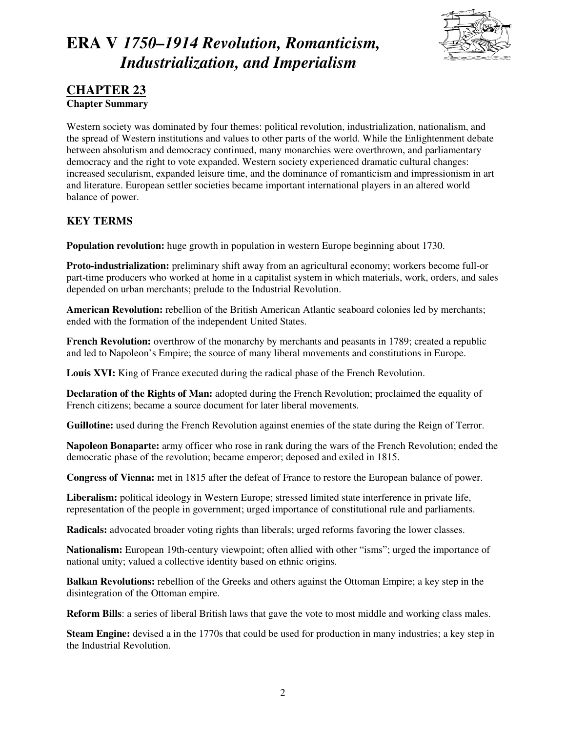# ERA V *1750–1914 Revolution, Romanticism, Industrialization, and Imperialism*

## CHAPTER 23

**Chapter Summary**

Western society was dominated by four themes: political revolution, industrialization, nationalism, and the spread of Western institutions and values to other parts of the world. While the Enlightenment debate between absolutism and democracy continued, many monarchies were overthrown, and parliamentary democracy and the right to vote expanded. Western society experienced dramatic cultural changes: increased secularism, expanded leisure time, and the dominance of romanticism and impressionism in art and literature. European settler societies became important international players in an altered world balance of power.

### KEY TERMS

**Population revolution:** huge growth in population in western Europe beginning about 1730.

**Proto-industrialization:** preliminary shift away from an agricultural economy; workers become full-or part-time producers who worked at home in a capitalist system in which materials, work, orders, and sales depended on urban merchants; prelude to the Industrial Revolution.

**American Revolution:** rebellion of the British American Atlantic seaboard colonies led by merchants; ended with the formation of the independent United States.

**French Revolution:** overthrow of the monarchy by merchants and peasants in 1789; created a republic and led to Napoleon's Empire; the source of many liberal movements and constitutions in Europe.

**Louis XVI:** King of France executed during the radical phase of the French Revolution.

**Declaration of the Rights of Man:** adopted during the French Revolution; proclaimed the equality of French citizens; became a source document for later liberal movements.

**Guillotine:** used during the French Revolution against enemies of the state during the Reign of Terror.

**Napoleon Bonaparte:** army officer who rose in rank during the wars of the French Revolution; ended the democratic phase of the revolution; became emperor; deposed and exiled in 1815.

**Congress of Vienna:** met in 1815 after the defeat of France to restore the European balance of power.

**Liberalism:** political ideology in Western Europe; stressed limited state interference in private life, representation of the people in government; urged importance of constitutional rule and parliaments.

**Radicals:** advocated broader voting rights than liberals; urged reforms favoring the lower classes.

**Nationalism:** European 19th-century viewpoint; often allied with other "isms"; urged the importance of national unity; valued a collective identity based on ethnic origins.

**Balkan Revolutions:** rebellion of the Greeks and others against the Ottoman Empire; a key step in the disintegration of the Ottoman empire.

**Reform Bills**: a series of liberal British laws that gave the vote to most middle and working class males.

**Steam Engine:** devised a in the 1770s that could be used for production in many industries; a key step in the Industrial Revolution.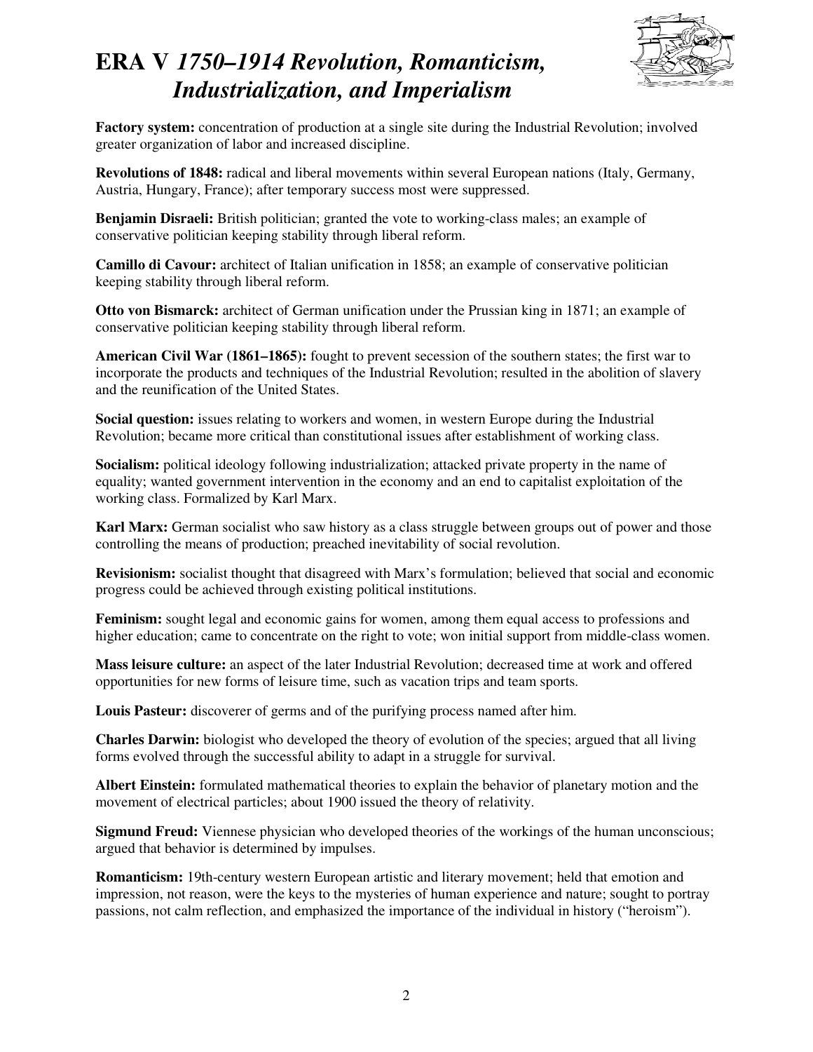# ERA V *1750–1914 Revolution, Romanticism, Industrialization, and Imperialism*

**Factory system:** concentration of production at a single site during the Industrial Revolution; involved greater organization of labor and increased discipline.

**Revolutions of 1848:** radical and liberal movements within several European nations (Italy, Germany, Austria, Hungary, France); after temporary success most were suppressed.

**Benjamin Disraeli:** British politician; granted the vote to working-class males; an example of conservative politician keeping stability through liberal reform.

**Camillo di Cavour:** architect of Italian unification in 1858; an example of conservative politician keeping stability through liberal reform.

**Otto von Bismarck:** architect of German unification under the Prussian king in 1871; an example of conservative politician keeping stability through liberal reform.

**American Civil War (1861–1865):** fought to prevent secession of the southern states; the first war to incorporate the products and techniques of the Industrial Revolution; resulted in the abolition of slavery and the reunification of the United States.

**Social question:** issues relating to workers and women, in western Europe during the Industrial Revolution; became more critical than constitutional issues after establishment of working class.

**Socialism:** political ideology following industrialization; attacked private property in the name of equality; wanted government intervention in the economy and an end to capitalist exploitation of the working class. Formalized by Karl Marx.

**Karl Marx:** German socialist who saw history as a class struggle between groups out of power and those controlling the means of production; preached inevitability of social revolution.

**Revisionism:** socialist thought that disagreed with Marx's formulation; believed that social and economic progress could be achieved through existing political institutions.

**Feminism:** sought legal and economic gains for women, among them equal access to professions and higher education; came to concentrate on the right to vote; won initial support from middle-class women.

**Mass leisure culture:** an aspect of the later Industrial Revolution; decreased time at work and offered opportunities for new forms of leisure time, such as vacation trips and team sports.

**Louis Pasteur:** discoverer of germs and of the purifying process named after him.

**Charles Darwin:** biologist who developed the theory of evolution of the species; argued that all living forms evolved through the successful ability to adapt in a struggle for survival.

**Albert Einstein:** formulated mathematical theories to explain the behavior of planetary motion and the movement of electrical particles; about 1900 issued the theory of relativity.

**Sigmund Freud:** Viennese physician who developed theories of the workings of the human unconscious; argued that behavior is determined by impulses.

**Romanticism:** 19th-century western European artistic and literary movement; held that emotion and impression, not reason, were the keys to the mysteries of human experience and nature; sought to portray passions, not calm reflection, and emphasized the importance of the individual in history ("heroism").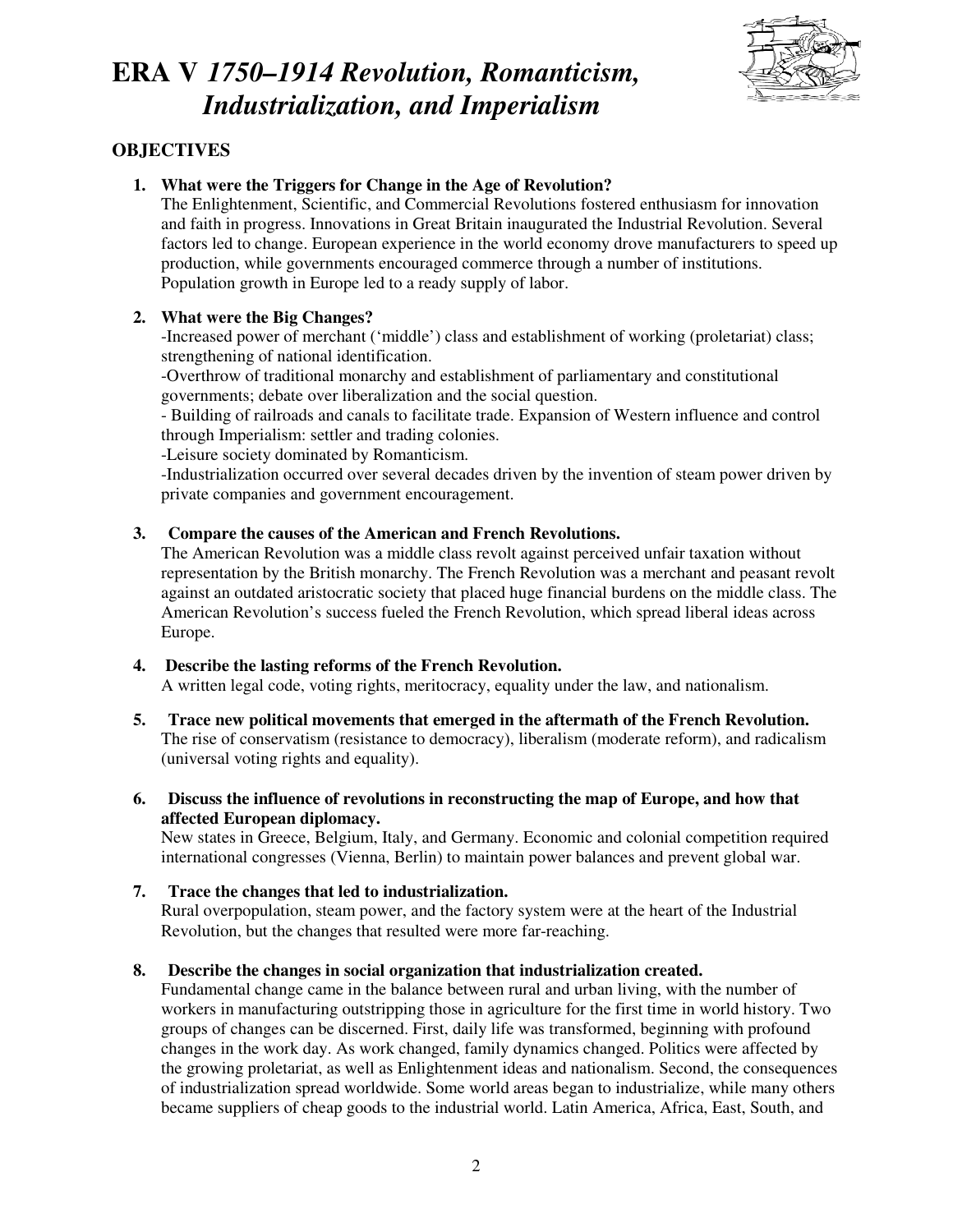# ERA V *1750–1914 Revolution, Romanticism, Industrialization, and Imperialism*

## OBJECTIVES

1. **What were the Triggers for Change in the Age of Revolution?**
   The Enlightenment, Scientific, and Commercial Revolutions fostered enthusiasm for innovation and faith in progress. Innovations in Great Britain inaugurated the Industrial Revolution. Several factors led to change. European experience in the world economy drove manufacturers to speed up production, while governments encouraged commerce through a number of institutions. Population growth in Europe led to a ready supply of labor.

2. **What were the Big Changes?**
   -Increased power of merchant ('middle') class and establishment of working (proletariat) class; strengthening of national identification.
   -Overthrow of traditional monarchy and establishment of parliamentary and constitutional governments; debate over liberalization and the social question.
   - Building of railroads and canals to facilitate trade. Expansion of Western influence and control through Imperialism: settler and trading colonies.
   -Leisure society dominated by Romanticism.
   -Industrialization occurred over several decades driven by the invention of steam power driven by private companies and government encouragement.

3. **Compare the causes of the American and French Revolutions.**
   The American Revolution was a middle class revolt against perceived unfair taxation without representation by the British monarchy. The French Revolution was a merchant and peasant revolt against an outdated aristocratic society that placed huge financial burdens on the middle class. The American Revolution's success fueled the French Revolution, which spread liberal ideas across Europe.

4. **Describe the lasting reforms of the French Revolution.**
   A written legal code, voting rights, meritocracy, equality under the law, and nationalism.

5. **Trace new political movements that emerged in the aftermath of the French Revolution.**
   The rise of conservatism (resistance to democracy), liberalism (moderate reform), and radicalism (universal voting rights and equality).

6. **Discuss the influence of revolutions in reconstructing the map of Europe, and how that affected European diplomacy.**
   New states in Greece, Belgium, Italy, and Germany. Economic and colonial competition required international congresses (Vienna, Berlin) to maintain power balances and prevent global war.

7. **Trace the changes that led to industrialization.**
   Rural overpopulation, steam power, and the factory system were at the heart of the Industrial Revolution, but the changes that resulted were more far-reaching.

8. **Describe the changes in social organization that industrialization created.**
   Fundamental change came in the balance between rural and urban living, with the number of workers in manufacturing outstripping those in agriculture for the first time in world history. Two groups of changes can be discerned. First, daily life was transformed, beginning with profound changes in the work day. As work changed, family dynamics changed. Politics were affected by the growing proletariat, as well as Enlightenment ideas and nationalism. Second, the consequences of industrialization spread worldwide. Some world areas began to industrialize, while many others became suppliers of cheap goods to the industrial world. Latin America, Africa, East, South, and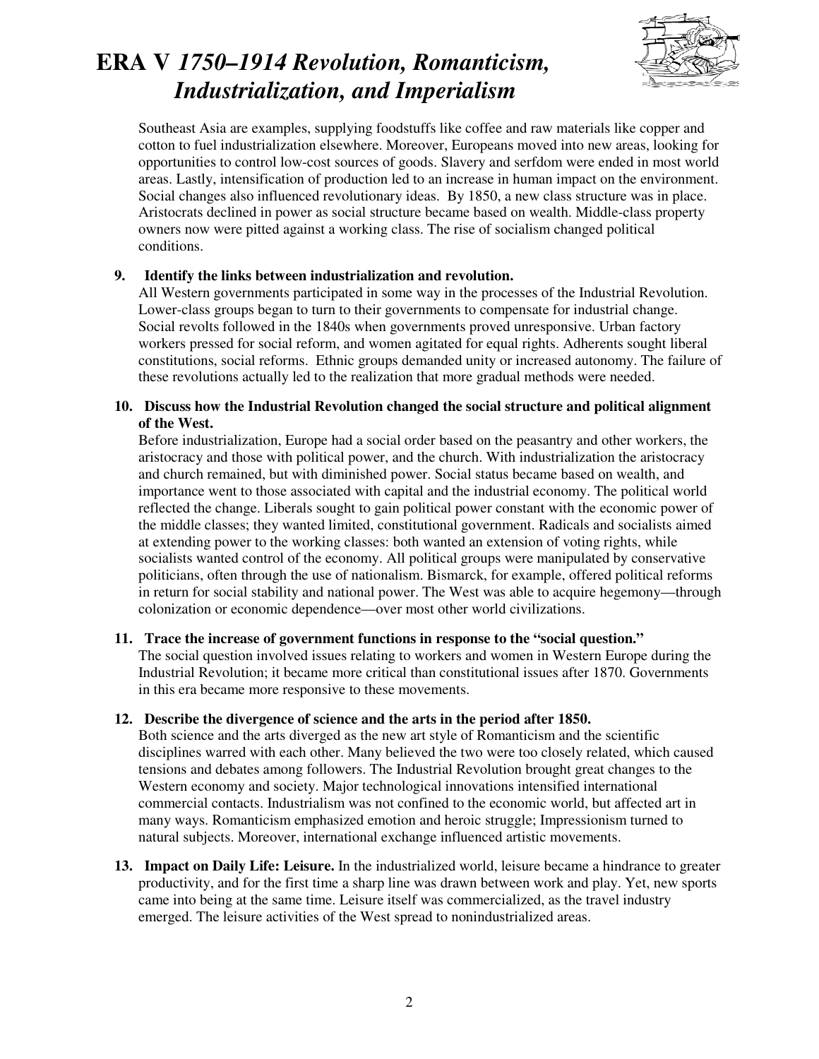Southeast Asia are examples, supplying foodstuffs like coffee and raw materials like copper and cotton to fuel industrialization elsewhere. Moreover, Europeans moved into new areas, looking for opportunities to control low-cost sources of goods. Slavery and serfdom were ended in most world areas. Lastly, intensification of production led to an increase in human impact on the environment. Social changes also influenced revolutionary ideas. By 1850, a new class structure was in place. Aristocrats declined in power as social structure became based on wealth. Middle-class property owners now were pitted against a working class. The rise of socialism changed political conditions.

**9. Identify the links between industrialization and revolution.**
All Western governments participated in some way in the processes of the Industrial Revolution. Lower-class groups began to turn to their governments to compensate for industrial change. Social revolts followed in the 1840s when governments proved unresponsive. Urban factory workers pressed for social reform, and women agitated for equal rights. Adherents sought liberal constitutions, social reforms. Ethnic groups demanded unity or increased autonomy. The failure of these revolutions actually led to the realization that more gradual methods were needed.

**10. Discuss how the Industrial Revolution changed the social structure and political alignment of the West.**
Before industrialization, Europe had a social order based on the peasantry and other workers, the aristocracy and those with political power, and the church. With industrialization the aristocracy and church remained, but with diminished power. Social status became based on wealth, and importance went to those associated with capital and the industrial economy. The political world reflected the change. Liberals sought to gain political power constant with the economic power of the middle classes; they wanted limited, constitutional government. Radicals and socialists aimed at extending power to the working classes: both wanted an extension of voting rights, while socialists wanted control of the economy. All political groups were manipulated by conservative politicians, often through the use of nationalism. Bismarck, for example, offered political reforms in return for social stability and national power. The West was able to acquire hegemony—through colonization or economic dependence—over most other world civilizations.

**11. Trace the increase of government functions in response to the "social question."**
The social question involved issues relating to workers and women in Western Europe during the Industrial Revolution; it became more critical than constitutional issues after 1870. Governments in this era became more responsive to these movements.

**12. Describe the divergence of science and the arts in the period after 1850.**
Both science and the arts diverged as the new art style of Romanticism and the scientific disciplines warred with each other. Many believed the two were too closely related, which caused tensions and debates among followers. The Industrial Revolution brought great changes to the Western economy and society. Major technological innovations intensified international commercial contacts. Industrialism was not confined to the economic world, but affected art in many ways. Romanticism emphasized emotion and heroic struggle; Impressionism turned to natural subjects. Moreover, international exchange influenced artistic movements.

**13. Impact on Daily Life: Leisure.** In the industrialized world, leisure became a hindrance to greater productivity, and for the first time a sharp line was drawn between work and play. Yet, new sports came into being at the same time. Leisure itself was commercialized, as the travel industry emerged. The leisure activities of the West spread to nonindustrialized areas.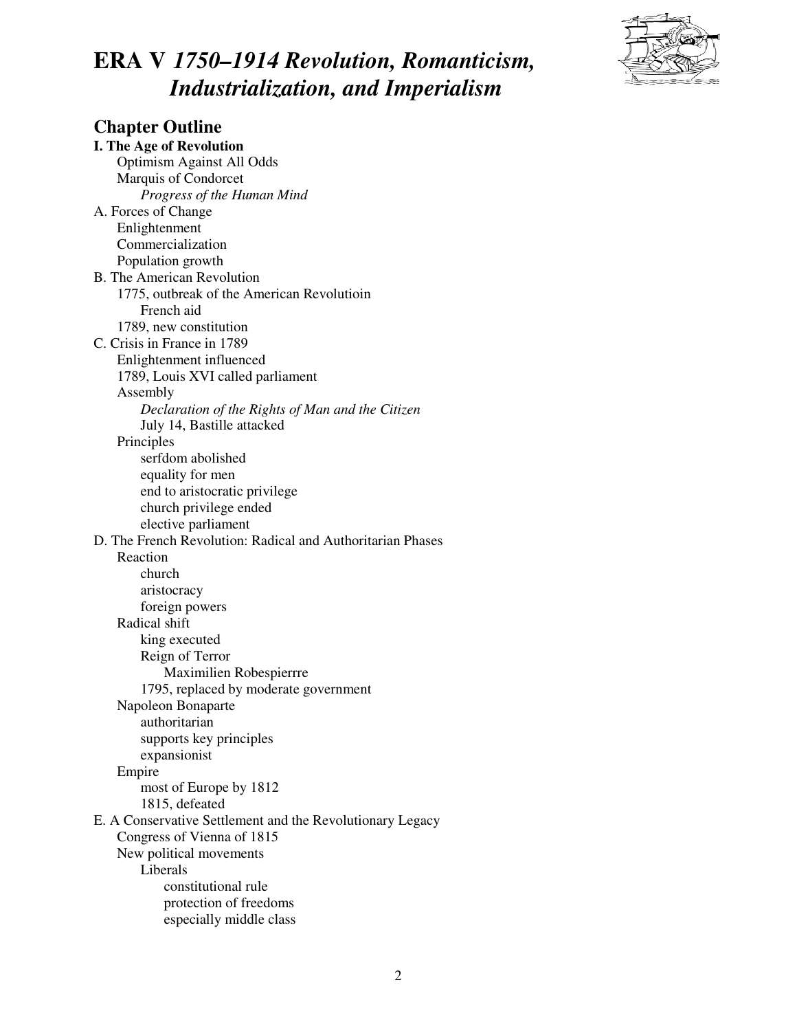# ERA V *1750–1914 Revolution, Romanticism, Industrialization, and Imperialism*

## Chapter Outline

**I. The Age of Revolution**

- Optimism Against All Odds
- Marquis of Condorcet
  - *Progress of the Human Mind*

A. Forces of Change

- Enlightenment
- Commercialization
- Population growth

B. The American Revolution

- 1775, outbreak of the American Revolutioin
  - French aid
- 1789, new constitution

C. Crisis in France in 1789

- Enlightenment influenced
- 1789, Louis XVI called parliament
- Assembly
  - *Declaration of the Rights of Man and the Citizen*
  - July 14, Bastille attacked
- Principles
  - serfdom abolished
  - equality for men
  - end to aristocratic privilege
  - church privilege ended
  - elective parliament

D. The French Revolution: Radical and Authoritarian Phases

- Reaction
  - church
  - aristocracy
  - foreign powers
- Radical shift
  - king executed
  - Reign of Terror
    - Maximilien Robespierrre
  - 1795, replaced by moderate government
- Napoleon Bonaparte
  - authoritarian
  - supports key principles
  - expansionist
- Empire
  - most of Europe by 1812
  - 1815, defeated

E. A Conservative Settlement and the Revolutionary Legacy

- Congress of Vienna of 1815
- New political movements
  - Liberals
    - constitutional rule
    - protection of freedoms
    - especially middle class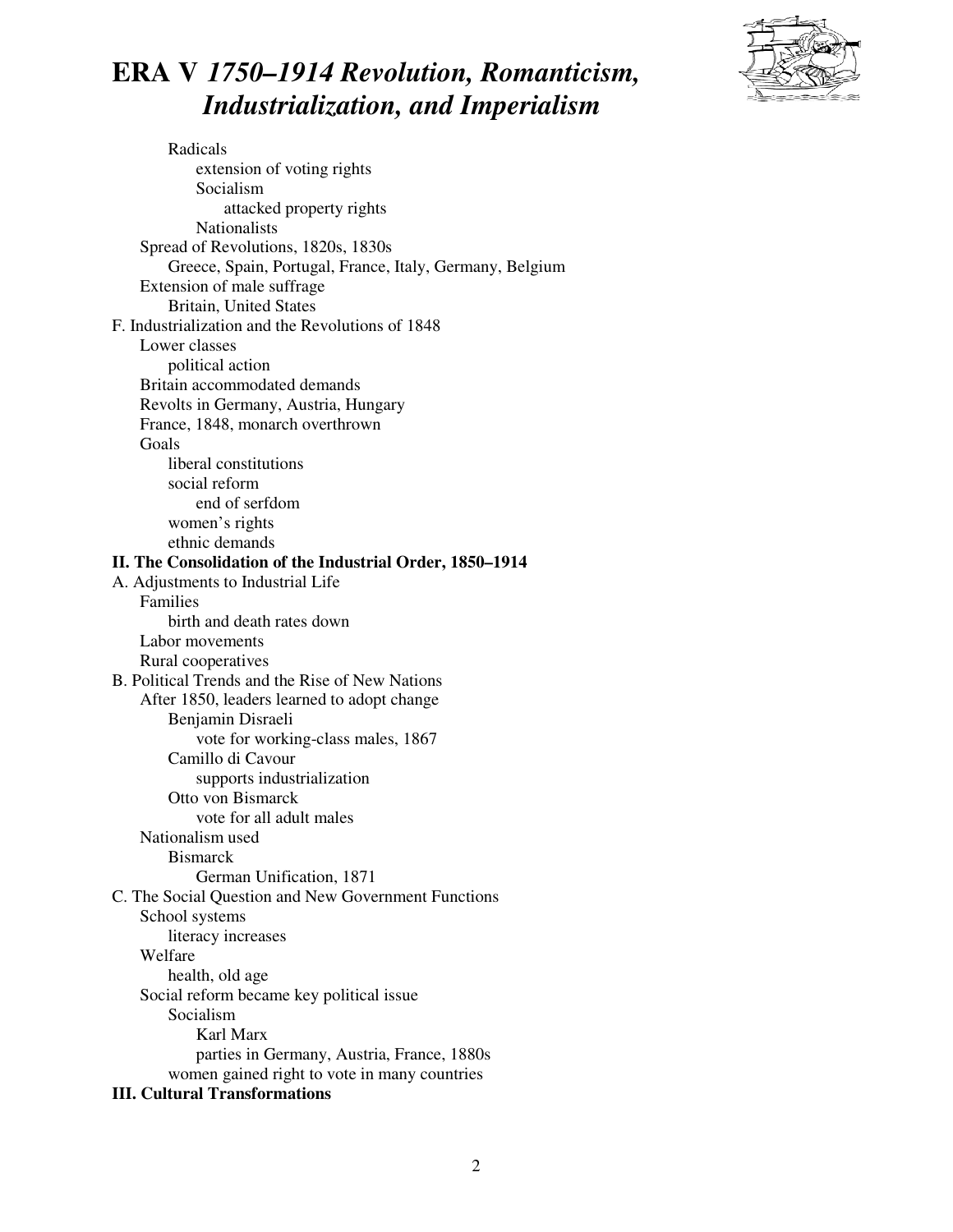# ERA V *1750–1914 Revolution, Romanticism, Industrialization, and Imperialism*

- Radicals
  - extension of voting rights
  - Socialism
    - attacked property rights
  - Nationalists
- Spread of Revolutions, 1820s, 1830s
  - Greece, Spain, Portugal, France, Italy, Germany, Belgium
- Extension of male suffrage
  - Britain, United States

F. Industrialization and the Revolutions of 1848

- Lower classes
  - political action
- Britain accommodated demands
- Revolts in Germany, Austria, Hungary
- France, 1848, monarch overthrown
- Goals
  - liberal constitutions
  - social reform
    - end of serfdom
  - women's rights
  - ethnic demands

**II. The Consolidation of the Industrial Order, 1850–1914**

A. Adjustments to Industrial Life

- Families
  - birth and death rates down
- Labor movements
- Rural cooperatives

B. Political Trends and the Rise of New Nations

- After 1850, leaders learned to adopt change
  - Benjamin Disraeli
    - vote for working-class males, 1867
  - Camillo di Cavour
    - supports industrialization
  - Otto von Bismarck
    - vote for all adult males
- Nationalism used
  - Bismarck
    - German Unification, 1871

C. The Social Question and New Government Functions

- School systems
  - literacy increases
- Welfare
  - health, old age
- Social reform became key political issue
  - Socialism
    - Karl Marx
    - parties in Germany, Austria, France, 1880s
  - women gained right to vote in many countries

**III. Cultural Transformations**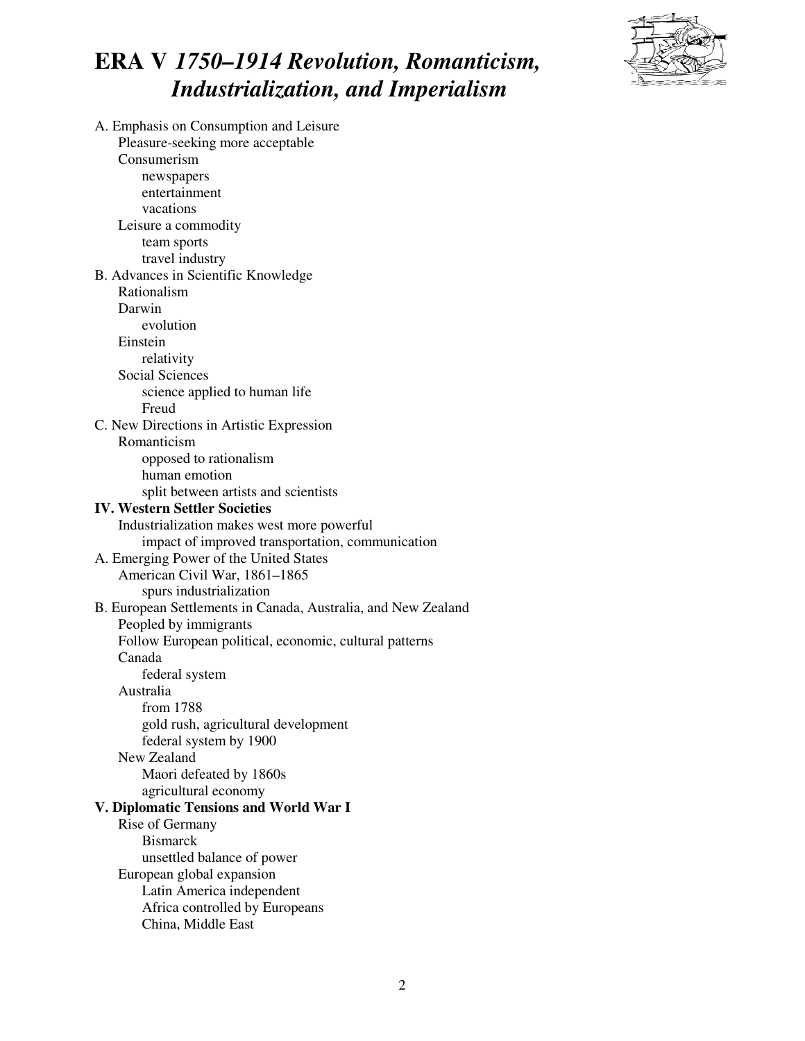# ERA V *1750–1914 Revolution, Romanticism, Industrialization, and Imperialism*

A. Emphasis on Consumption and Leisure
- Pleasure-seeking more acceptable
- Consumerism
  - newspapers
  - entertainment
  - vacations
- Leisure a commodity
  - team sports
  - travel industry

B. Advances in Scientific Knowledge
- Rationalism
- Darwin
  - evolution
- Einstein
  - relativity
- Social Sciences
  - science applied to human life
  - Freud

C. New Directions in Artistic Expression
- Romanticism
  - opposed to rationalism
  - human emotion
  - split between artists and scientists

**IV. Western Settler Societies**
- Industrialization makes west more powerful
  - impact of improved transportation, communication

A. Emerging Power of the United States
- American Civil War, 1861–1865
  - spurs industrialization

B. European Settlements in Canada, Australia, and New Zealand
- Peopled by immigrants
- Follow European political, economic, cultural patterns
- Canada
  - federal system
- Australia
  - from 1788
  - gold rush, agricultural development
  - federal system by 1900
- New Zealand
  - Maori defeated by 1860s
  - agricultural economy

**V. Diplomatic Tensions and World War I**
- Rise of Germany
  - Bismarck
  - unsettled balance of power
- European global expansion
  - Latin America independent
  - Africa controlled by Europeans
  - China, Middle East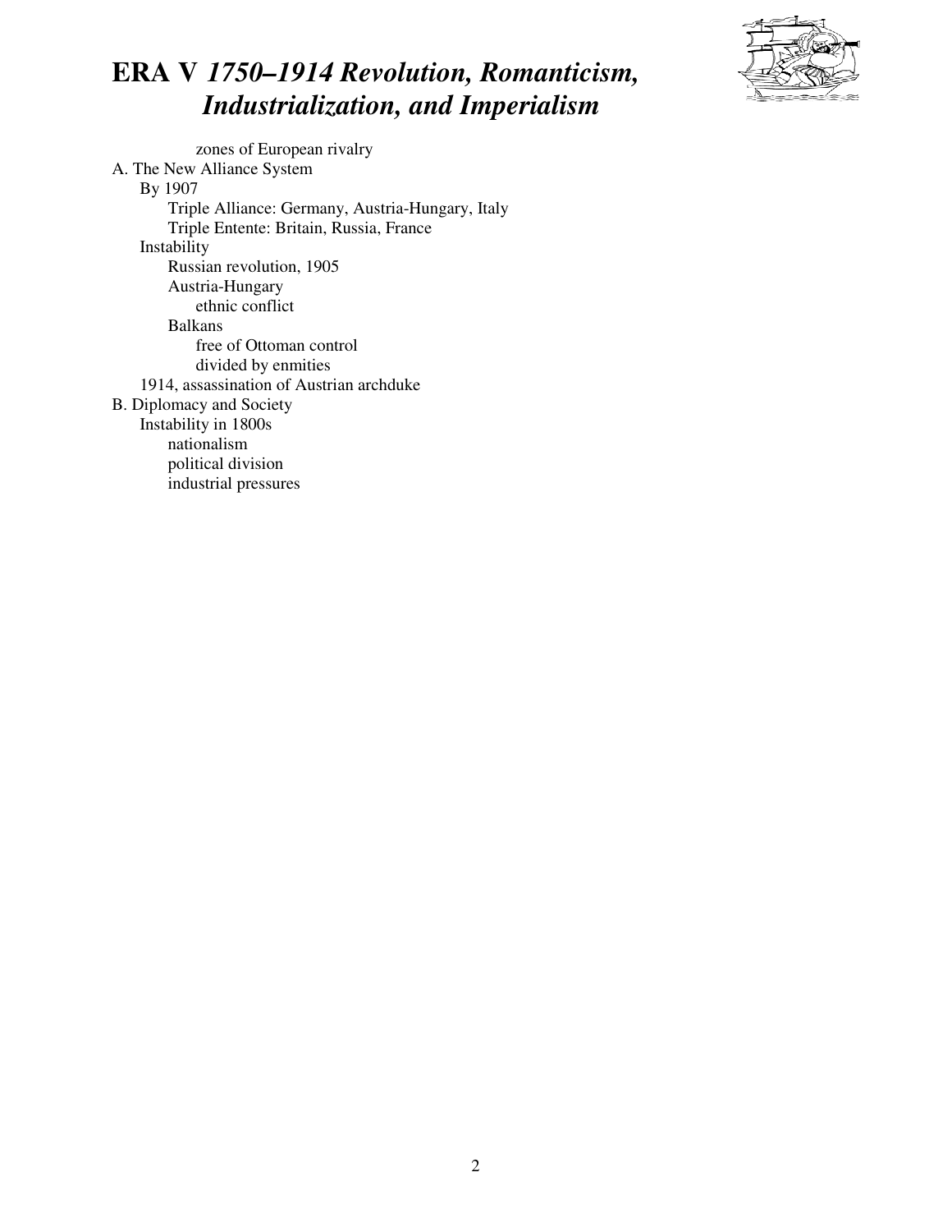zones of European rivalry

A. The New Alliance System
- By 1907
  - Triple Alliance: Germany, Austria-Hungary, Italy
  - Triple Entente: Britain, Russia, France
- Instability
  - Russian revolution, 1905
  - Austria-Hungary
    - ethnic conflict
  - Balkans
    - free of Ottoman control
    - divided by enmities
- 1914, assassination of Austrian archduke

B. Diplomacy and Society
- Instability in 1800s
  - nationalism
  - political division
  - industrial pressures